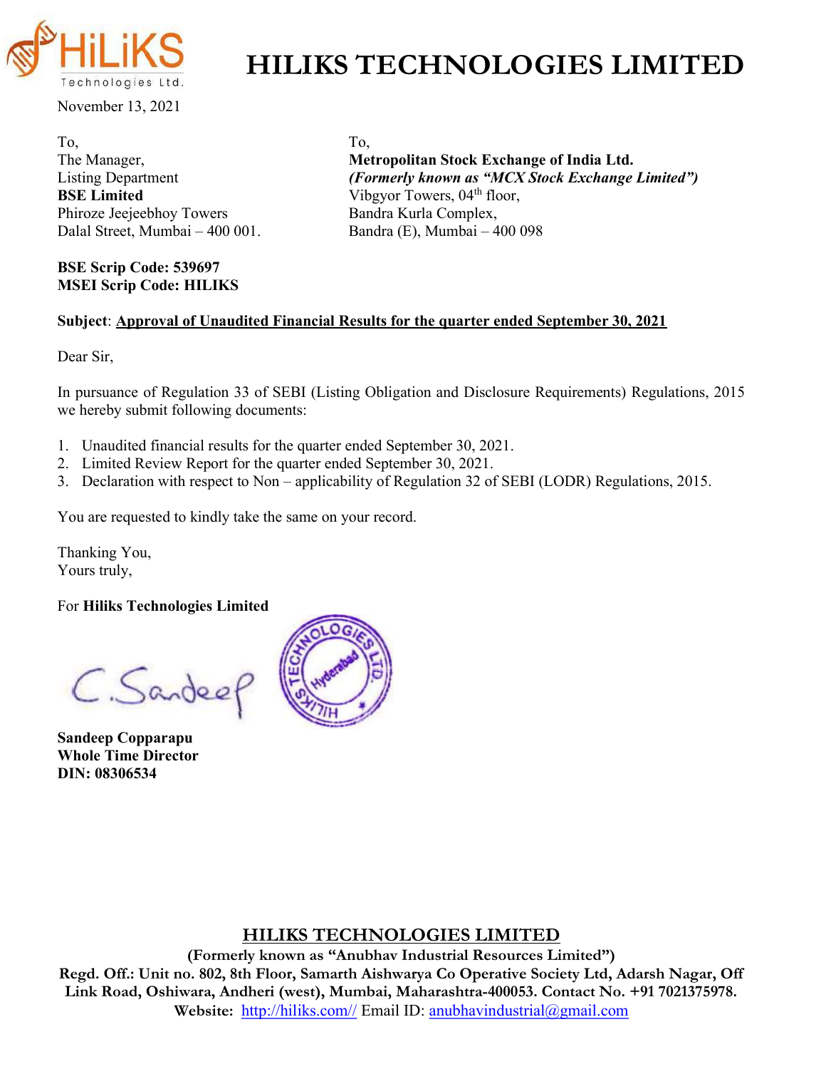# HILIKS TECHNOLOGIES LIMITED

November 13, 2021

To,
The Manager,
Listing Department
**BSE Limited**
Phiroze Jeejeebhoy Towers
Dalal Street, Mumbai – 400 001.

To,
**Metropolitan Stock Exchange of India Ltd.**
***(Formerly known as "MCX Stock Exchange Limited")***
Vibgyor Towers, 04th floor,
Bandra Kurla Complex,
Bandra (E), Mumbai – 400 098

**BSE Scrip Code: 539697**
**MSEI Scrip Code: HILIKS**

**Subject**: **Approval of Unaudited Financial Results for the quarter ended September 30, 2021**

Dear Sir,

In pursuance of Regulation 33 of SEBI (Listing Obligation and Disclosure Requirements) Regulations, 2015 we hereby submit following documents:

1. Unaudited financial results for the quarter ended September 30, 2021.
2. Limited Review Report for the quarter ended September 30, 2021.
3. Declaration with respect to Non – applicability of Regulation 32 of SEBI (LODR) Regulations, 2015.

You are requested to kindly take the same on your record.

Thanking You,
Yours truly,

For **Hiliks Technologies Limited**

**Sandeep Copparapu**
**Whole Time Director**
**DIN: 08306534**

**HILIKS TECHNOLOGIES LIMITED**
**(Formerly known as "Anubhav Industrial Resources Limited")**
**Regd. Off.: Unit no. 802, 8th Floor, Samarth Aishwarya Co Operative Society Ltd, Adarsh Nagar, Off Link Road, Oshiwara, Andheri (west), Mumbai, Maharashtra-400053. Contact No. +91 7021375978.**
**Website:** http://hiliks.com// Email ID: anubhavindustrial@gmail.com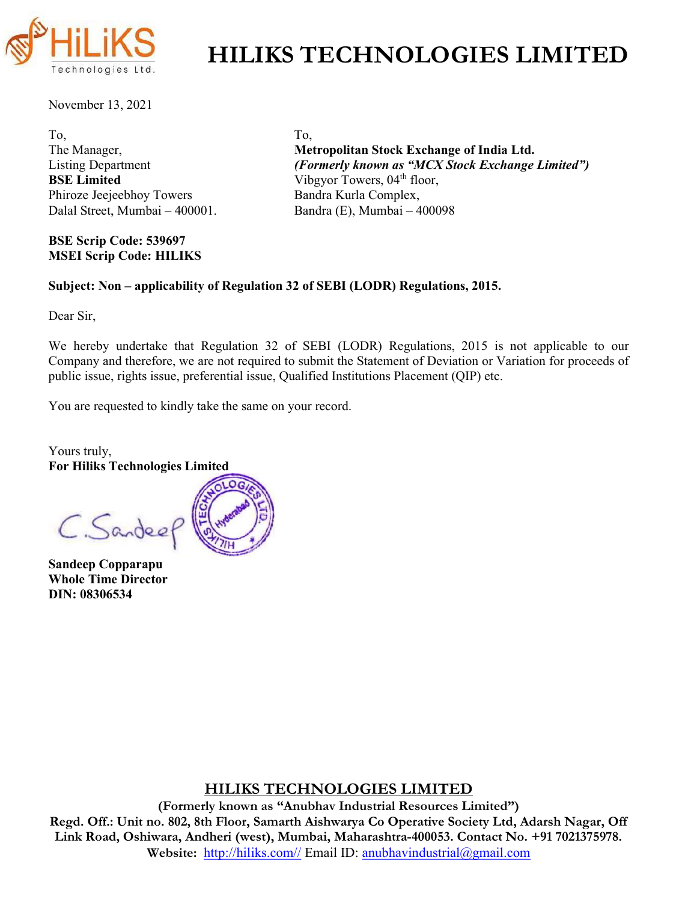# HILIKS TECHNOLOGIES LIMITED

November 13, 2021

To,
The Manager,
Listing Department
**BSE Limited**
Phiroze Jeejeebhoy Towers
Dalal Street, Mumbai – 400001.

To,
**Metropolitan Stock Exchange of India Ltd.**
***(Formerly known as "MCX Stock Exchange Limited")***
Vibgyor Towers, 04th floor,
Bandra Kurla Complex,
Bandra (E), Mumbai – 400098

**BSE Scrip Code: 539697**
**MSEI Scrip Code: HILIKS**

**Subject: Non – applicability of Regulation 32 of SEBI (LODR) Regulations, 2015.**

Dear Sir,

We hereby undertake that Regulation 32 of SEBI (LODR) Regulations, 2015 is not applicable to our Company and therefore, we are not required to submit the Statement of Deviation or Variation for proceeds of public issue, rights issue, preferential issue, Qualified Institutions Placement (QIP) etc.

You are requested to kindly take the same on your record.

Yours truly,
**For Hiliks Technologies Limited**

C.Sandeep

**Sandeep Copparapu**
**Whole Time Director**
**DIN: 08306534**

**HILIKS TECHNOLOGIES LIMITED**
**(Formerly known as "Anubhav Industrial Resources Limited")**
**Regd. Off.: Unit no. 802, 8th Floor, Samarth Aishwarya Co Operative Society Ltd, Adarsh Nagar, Off Link Road, Oshiwara, Andheri (west), Mumbai, Maharashtra-400053. Contact No. +91 7021375978.**
**Website:** http://hiliks.com// Email ID: anubhavindustrial@gmail.com